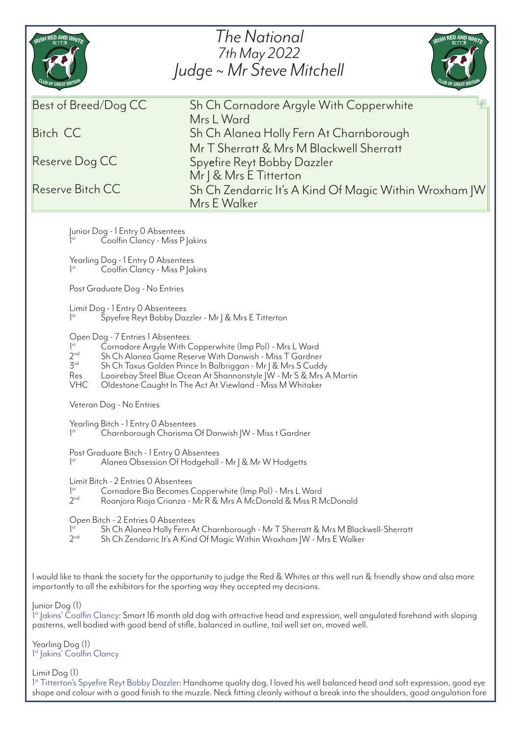# The National
## 7th May 2022
## Judge ~ Mr Steve Mitchell

| | |
|---|---|
| Best of Breed/Dog CC | Sh Ch Cornadore Argyle With Copperwhite<br>Mrs L Ward |
| Bitch CC | Sh Ch Alanea Holly Fern At Charnborough<br>Mr T Sherratt & Mrs M Blackwell Sherratt |
| Reserve Dog CC | Spyefire Reyt Bobby Dazzler<br>Mr J & Mrs E Titterton |
| Reserve Bitch CC | Sh Ch Zendarric It's A Kind Of Magic Within Wroxham JW<br>Mrs E Walker |

Junior Dog - 1 Entry 0 Absentees
1st Coolfin Clancy - Miss P Jakins

Yearling Dog - 1 Entry 0 Absentees
1st Coolfin Clancy - Miss P Jakins

Post Graduate Dog - No Entries

Limit Dog - 1 Entry 0 Absenteees
1st Spyefire Reyt Bobby Dazzler - Mr J & Mrs E Titterton

Open Dog - 7 Entries 1 Absentees
1st Cornadore Argyle With Copperwhite (Imp Pol) - Mrs L Ward
2nd Sh Ch Alanea Game Reserve With Danwish - Miss T Gardner
3rd Sh Ch Taxus Golden Prince In Balbriggan - Mr J & Mrs S Cuddy
Res Laoirebay Steel Blue Ocean At Shannonstyle JW - Mr S & Mrs A Martin
VHC Oldestone Caught In The Act At Viewland - Miss M Whitaker

Veteran Dog - No Entries

Yearling Bitch - 1 Entry 0 Absentees
1st Charnborough Charisma Of Danwish JW - Miss t Gardner

Post Graduate Bitch - 1 Entry 0 Absentees
1st Alanea Obsession Of Hodgehall - Mr J & Mr W Hodgetts

Limit Bitch - 2 Entries 0 Absentees
1st Cornadore Bia Becomes Copperwhite (Imp Pol) - Mrs L Ward
2nd Roanjora Rioja Crianza - Mr R & Mrs A McDonald & Miss R McDonald

Open Bitch - 2 Entries 0 Absentees
1st Sh Ch Alanea Holly Fern At Charnborough - Mr T Sherratt & Mrs M Blackwell-Sherratt
2nd Sh Ch Zendarric It's A Kind Of Magic Within Wroxham JW - Mrs E Walker

I would like to thank the society for the opportunity to judge the Red & Whites at this well run & friendly show and also more importantly to all the exhibitors for the sporting way they accepted my decisions.

Junior Dog (1)
1st Jakins' Coolfin Clancy: Smart 16 month old dog with attractive head and expression, well angulated forehand with sloping pasterns, well bodied with good bend of stifle, balanced in outline, tail well set on, moved well.

Yearling Dog (1)
1st Jakins' Coolfin Clancy

Limit Dog (1)
1st Titterton's Spyefire Reyt Bobby Dazzler: Handsome quality dog, I loved his well balanced head and soft expression, good eye shape and colour with a good finish to the muzzle. Neck fitting cleanly without a break into the shoulders, good angulation fore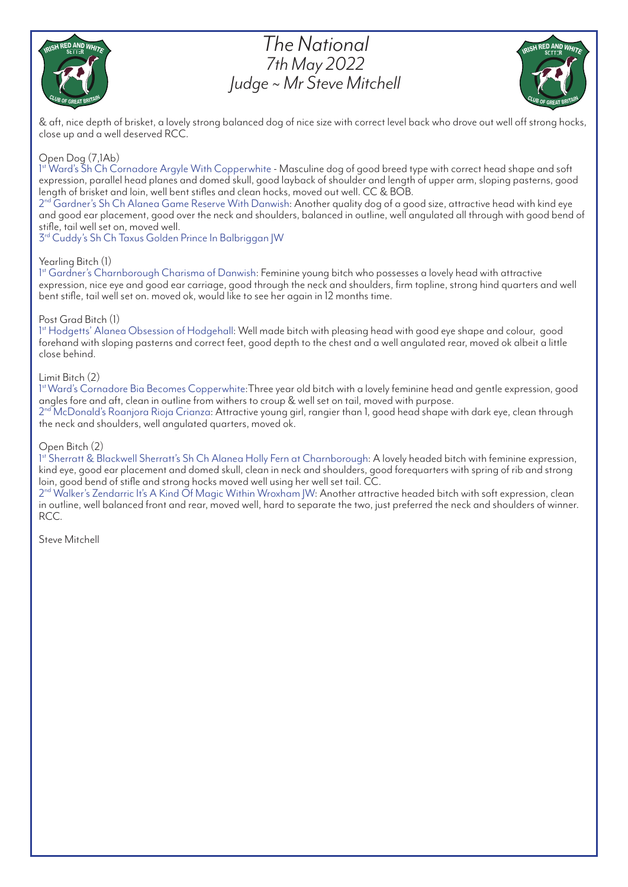& aft, nice depth of brisket, a lovely strong balanced dog of nice size with correct level back who drove out well off strong hocks, close up and a well deserved RCC.

Open Dog (7,1Ab)

1st Ward's Sh Ch Cornadore Argyle With Copperwhite - Masculine dog of good breed type with correct head shape and soft expression, parallel head planes and domed skull, good layback of shoulder and length of upper arm, sloping pasterns, good length of brisket and loin, well bent stifles and clean hocks, moved out well. CC & BOB.

2nd Gardner's Sh Ch Alanea Game Reserve With Danwish: Another quality dog of a good size, attractive head with kind eye and good ear placement, good over the neck and shoulders, balanced in outline, well angulated all through with good bend of stifle, tail well set on, moved well.

3rd Cuddy's Sh Ch Taxus Golden Prince In Balbriggan JW

Yearling Bitch (1)

1st Gardner's Charnborough Charisma of Danwish: Feminine young bitch who possesses a lovely head with attractive expression, nice eye and good ear carriage, good through the neck and shoulders, firm topline, strong hind quarters and well bent stifle, tail well set on. moved ok, would like to see her again in 12 months time.

Post Grad Bitch (1)

1st Hodgetts' Alanea Obsession of Hodgehall: Well made bitch with pleasing head with good eye shape and colour, good forehand with sloping pasterns and correct feet, good depth to the chest and a well angulated rear, moved ok albeit a little close behind.

Limit Bitch (2)

1st Ward's Cornadore Bia Becomes Copperwhite:Three year old bitch with a lovely feminine head and gentle expression, good angles fore and aft, clean in outline from withers to croup & well set on tail, moved with purpose.

2nd McDonald's Roanjora Rioja Crianza: Attractive young girl, rangier than 1, good head shape with dark eye, clean through the neck and shoulders, well angulated quarters, moved ok.

Open Bitch (2)

1st Sherratt & Blackwell Sherratt's Sh Ch Alanea Holly Fern at Charnborough: A lovely headed bitch with feminine expression, kind eye, good ear placement and domed skull, clean in neck and shoulders, good forequarters with spring of rib and strong loin, good bend of stifle and strong hocks moved well using her well set tail. CC.

2nd Walker's Zendarric It's A Kind Of Magic Within Wroxham JW: Another attractive headed bitch with soft expression, clean in outline, well balanced front and rear, moved well, hard to separate the two, just preferred the neck and shoulders of winner. RCC.

Steve Mitchell